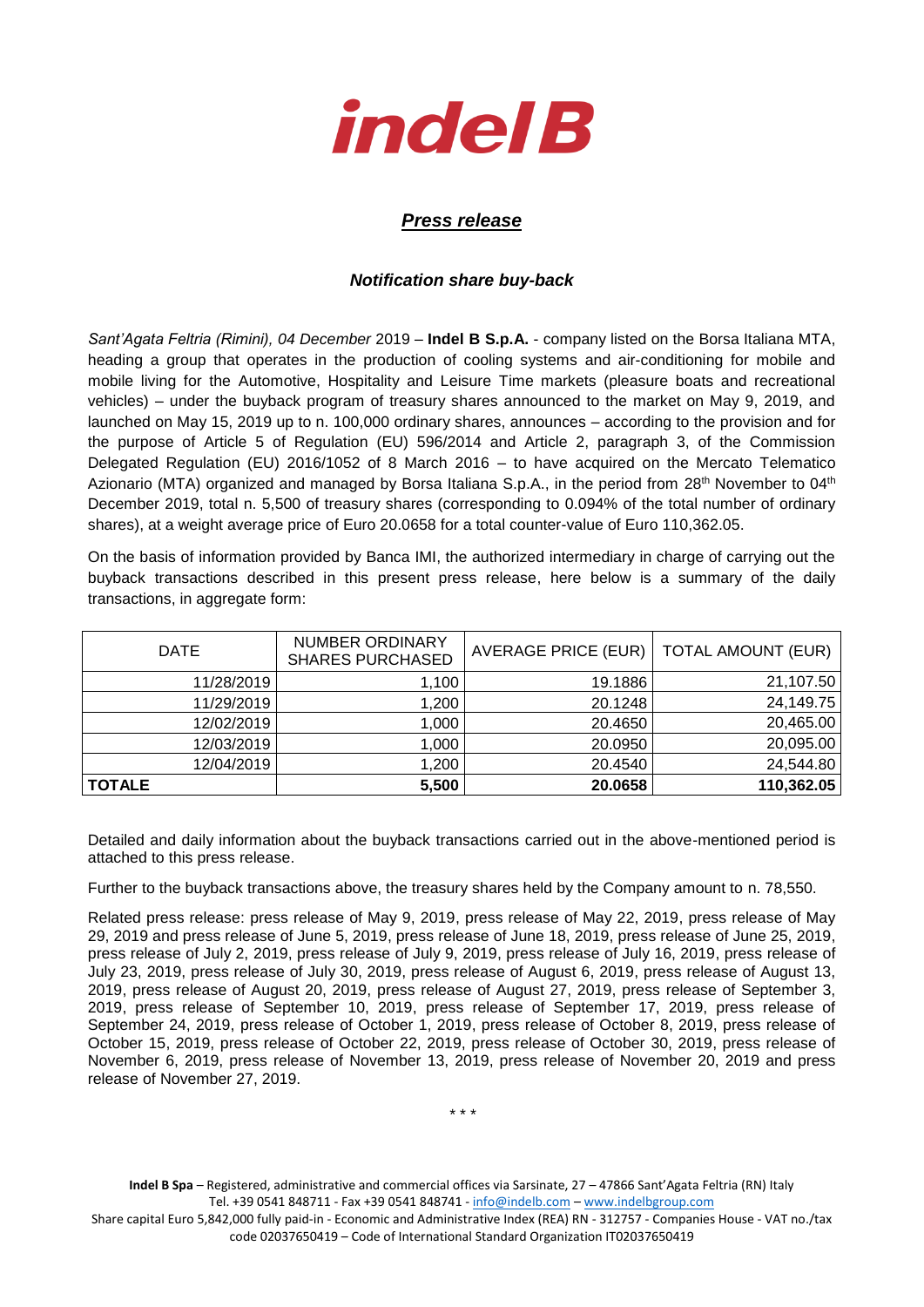*indel B*

## ***Press release***

### ***Notification share buy-back***

*Sant'Agata Feltria (Rimini), 04 December* 2019 – **Indel B S.p.A.** - company listed on the Borsa Italiana MTA, heading a group that operates in the production of cooling systems and air-conditioning for mobile and mobile living for the Automotive, Hospitality and Leisure Time markets (pleasure boats and recreational vehicles) – under the buyback program of treasury shares announced to the market on May 9, 2019, and launched on May 15, 2019 up to n. 100,000 ordinary shares, announces – according to the provision and for the purpose of Article 5 of Regulation (EU) 596/2014 and Article 2, paragraph 3, of the Commission Delegated Regulation (EU) 2016/1052 of 8 March 2016 – to have acquired on the Mercato Telematico Azionario (MTA) organized and managed by Borsa Italiana S.p.A., in the period from 28th November to 04th December 2019, total n. 5,500 of treasury shares (corresponding to 0.094% of the total number of ordinary shares), at a weight average price of Euro 20.0658 for a total counter-value of Euro 110,362.05.

On the basis of information provided by Banca IMI, the authorized intermediary in charge of carrying out the buyback transactions described in this present press release, here below is a summary of the daily transactions, in aggregate form:

| DATE | NUMBER ORDINARY SHARES PURCHASED | AVERAGE PRICE (EUR) | TOTAL AMOUNT (EUR) |
|---|---|---|---|
| 11/28/2019 | 1,100 | 19.1886 | 21,107.50 |
| 11/29/2019 | 1,200 | 20.1248 | 24,149.75 |
| 12/02/2019 | 1,000 | 20.4650 | 20,465.00 |
| 12/03/2019 | 1,000 | 20.0950 | 20,095.00 |
| 12/04/2019 | 1,200 | 20.4540 | 24,544.80 |
| **TOTALE** | **5,500** | **20.0658** | **110,362.05** |

Detailed and daily information about the buyback transactions carried out in the above-mentioned period is attached to this press release.

Further to the buyback transactions above, the treasury shares held by the Company amount to n. 78,550.

Related press release: press release of May 9, 2019, press release of May 22, 2019, press release of May 29, 2019 and press release of June 5, 2019, press release of June 18, 2019, press release of June 25, 2019, press release of July 2, 2019, press release of July 9, 2019, press release of July 16, 2019, press release of July 23, 2019, press release of July 30, 2019, press release of August 6, 2019, press release of August 13, 2019, press release of August 20, 2019, press release of August 27, 2019, press release of September 3, 2019, press release of September 10, 2019, press release of September 17, 2019, press release of September 24, 2019, press release of October 1, 2019, press release of October 8, 2019, press release of October 15, 2019, press release of October 22, 2019, press release of October 30, 2019, press release of November 6, 2019, press release of November 13, 2019, press release of November 20, 2019 and press release of November 27, 2019.

\* \* \*

**Indel B Spa** – Registered, administrative and commercial offices via Sarsinate, 27 – 47866 Sant'Agata Feltria (RN) Italy
Tel. +39 0541 848711 - Fax +39 0541 848741 - info@indelb.com – www.indelbgroup.com
Share capital Euro 5,842,000 fully paid-in - Economic and Administrative Index (REA) RN - 312757 - Companies House - VAT no./tax code 02037650419 – Code of International Standard Organization IT02037650419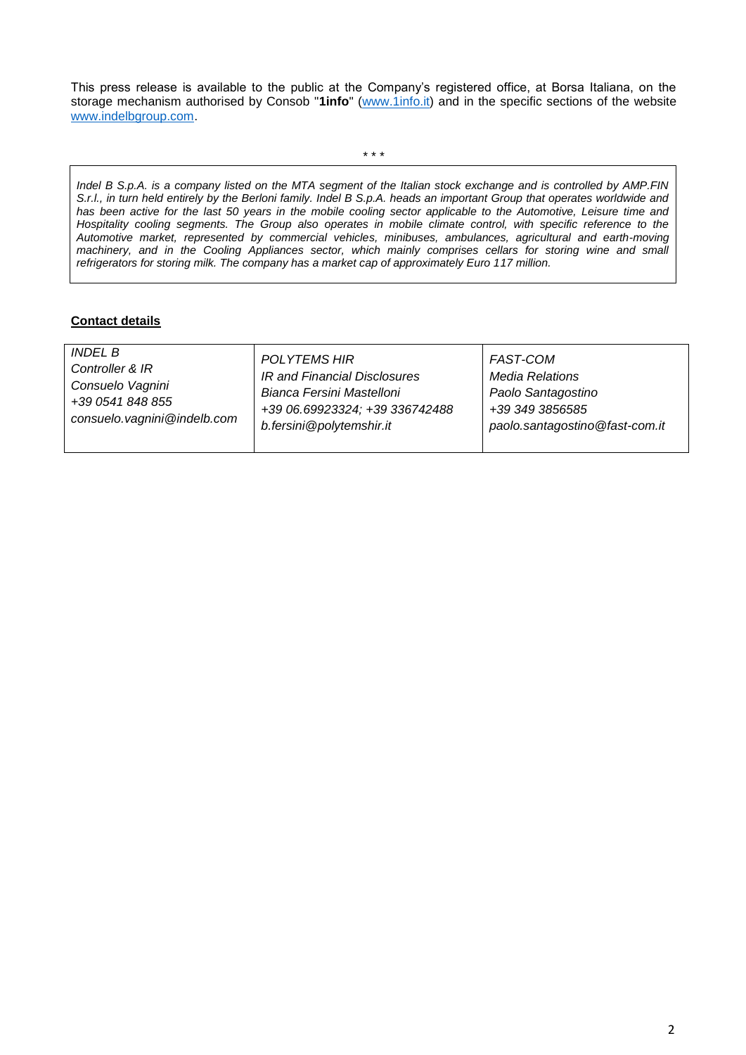This press release is available to the public at the Company's registered office, at Borsa Italiana, on the storage mechanism authorised by Consob "**1info**" (www.1info.it) and in the specific sections of the website www.indelbgroup.com.

\* \* \*

*Indel B S.p.A. is a company listed on the MTA segment of the Italian stock exchange and is controlled by AMP.FIN S.r.l., in turn held entirely by the Berloni family. Indel B S.p.A. heads an important Group that operates worldwide and has been active for the last 50 years in the mobile cooling sector applicable to the Automotive, Leisure time and Hospitality cooling segments. The Group also operates in mobile climate control, with specific reference to the Automotive market, represented by commercial vehicles, minibuses, ambulances, agricultural and earth-moving machinery, and in the Cooling Appliances sector, which mainly comprises cellars for storing wine and small refrigerators for storing milk. The company has a market cap of approximately Euro 117 million.*

**Contact details**

| *INDEL B*<br>*Controller & IR*<br>*Consuelo Vagnini*<br>*+39 0541 848 855*<br>*consuelo.vagnini@indelb.com* | *POLYTEMS HIR*<br>*IR and Financial Disclosures*<br>*Bianca Fersini Mastelloni*<br>*+39 06.69923324; +39 336742488*<br>*b.fersini@polytemshir.it* | *FAST-COM*<br>*Media Relations*<br>*Paolo Santagostino*<br>*+39 349 3856585*<br>*paolo.santagostino@fast-com.it* |
|---|---|---|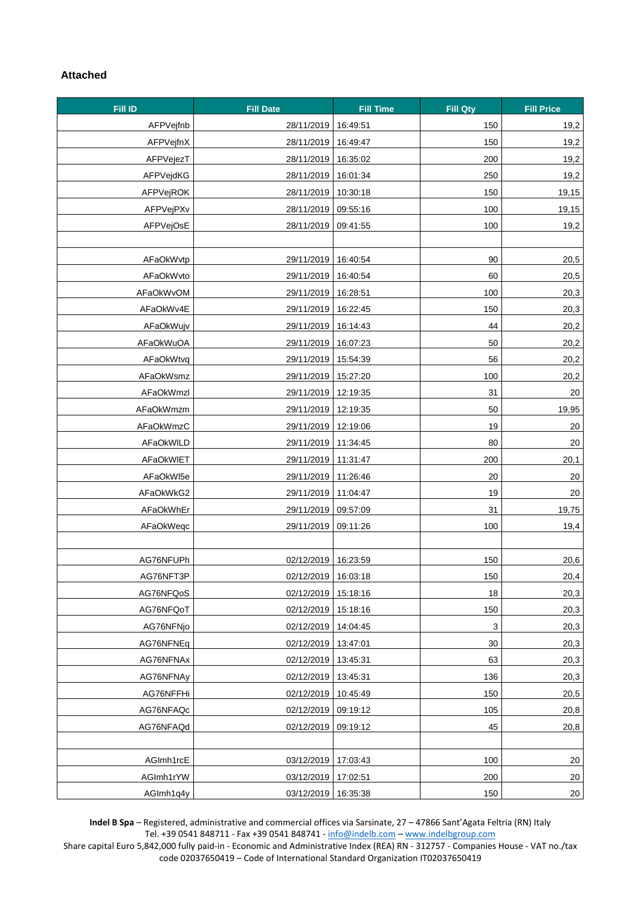**Attached**

| Fill ID | Fill Date | Fill Time | Fill Qty | Fill Price |
|---|---|---|---|---|
| AFPVejfnb | 28/11/2019 | 16:49:51 | 150 | 19,2 |
| AFPVejfnX | 28/11/2019 | 16:49:47 | 150 | 19,2 |
| AFPVejezT | 28/11/2019 | 16:35:02 | 200 | 19,2 |
| AFPVejdKG | 28/11/2019 | 16:01:34 | 250 | 19,2 |
| AFPVejROK | 28/11/2019 | 10:30:18 | 150 | 19,15 |
| AFPVejPXv | 28/11/2019 | 09:55:16 | 100 | 19,15 |
| AFPVejOsE | 28/11/2019 | 09:41:55 | 100 | 19,2 |
| | | | | |
| AFaOkWvtp | 29/11/2019 | 16:40:54 | 90 | 20,5 |
| AFaOkWvto | 29/11/2019 | 16:40:54 | 60 | 20,5 |
| AFaOkWvOM | 29/11/2019 | 16:28:51 | 100 | 20,3 |
| AFaOkWv4E | 29/11/2019 | 16:22:45 | 150 | 20,3 |
| AFaOkWujv | 29/11/2019 | 16:14:43 | 44 | 20,2 |
| AFaOkWuOA | 29/11/2019 | 16:07:23 | 50 | 20,2 |
| AFaOkWtvq | 29/11/2019 | 15:54:39 | 56 | 20,2 |
| AFaOkWsmz | 29/11/2019 | 15:27:20 | 100 | 20,2 |
| AFaOkWmzl | 29/11/2019 | 12:19:35 | 31 | 20 |
| AFaOkWmzm | 29/11/2019 | 12:19:35 | 50 | 19,95 |
| AFaOkWmzC | 29/11/2019 | 12:19:06 | 19 | 20 |
| AFaOkWlLD | 29/11/2019 | 11:34:45 | 80 | 20 |
| AFaOkWlET | 29/11/2019 | 11:31:47 | 200 | 20,1 |
| AFaOkWl5e | 29/11/2019 | 11:26:46 | 20 | 20 |
| AFaOkWkG2 | 29/11/2019 | 11:04:47 | 19 | 20 |
| AFaOkWhEr | 29/11/2019 | 09:57:09 | 31 | 19,75 |
| AFaOkWeqc | 29/11/2019 | 09:11:26 | 100 | 19,4 |
| | | | | |
| AG76NFUPh | 02/12/2019 | 16:23:59 | 150 | 20,6 |
| AG76NFT3P | 02/12/2019 | 16:03:18 | 150 | 20,4 |
| AG76NFQoS | 02/12/2019 | 15:18:16 | 18 | 20,3 |
| AG76NFQoT | 02/12/2019 | 15:18:16 | 150 | 20,3 |
| AG76NFNjo | 02/12/2019 | 14:04:45 | 3 | 20,3 |
| AG76NFNEq | 02/12/2019 | 13:47:01 | 30 | 20,3 |
| AG76NFNAx | 02/12/2019 | 13:45:31 | 63 | 20,3 |
| AG76NFNAy | 02/12/2019 | 13:45:31 | 136 | 20,3 |
| AG76NFFHi | 02/12/2019 | 10:45:49 | 150 | 20,5 |
| AG76NFAQc | 02/12/2019 | 09:19:12 | 105 | 20,8 |
| AG76NFAQd | 02/12/2019 | 09:19:12 | 45 | 20,8 |
| | | | | |
| AGImh1rcE | 03/12/2019 | 17:03:43 | 100 | 20 |
| AGImh1rYW | 03/12/2019 | 17:02:51 | 200 | 20 |
| AGImh1q4y | 03/12/2019 | 16:35:38 | 150 | 20 |

**Indel B Spa** – Registered, administrative and commercial offices via Sarsinate, 27 – 47866 Sant'Agata Feltria (RN) Italy
Tel. +39 0541 848711 - Fax +39 0541 848741 - info@indelb.com – www.indelbgroup.com
Share capital Euro 5,842,000 fully paid-in - Economic and Administrative Index (REA) RN - 312757 - Companies House - VAT no./tax code 02037650419 – Code of International Standard Organization IT02037650419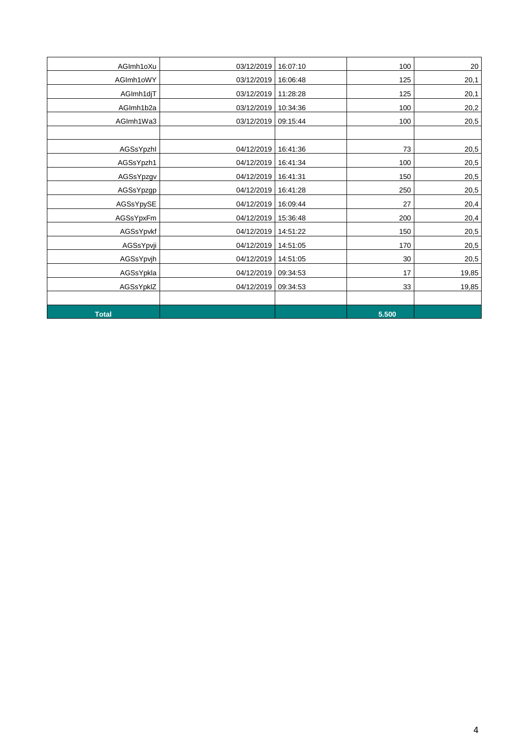| | | | | |
|---|---|---|---|---|
| AGlmh1oXu | 03/12/2019 | 16:07:10 | 100 | 20 |
| AGlmh1oWY | 03/12/2019 | 16:06:48 | 125 | 20,1 |
| AGlmh1djT | 03/12/2019 | 11:28:28 | 125 | 20,1 |
| AGlmh1b2a | 03/12/2019 | 10:34:36 | 100 | 20,2 |
| AGlmh1Wa3 | 03/12/2019 | 09:15:44 | 100 | 20,5 |
| | | | | |
| AGSsYpzhl | 04/12/2019 | 16:41:36 | 73 | 20,5 |
| AGSsYpzh1 | 04/12/2019 | 16:41:34 | 100 | 20,5 |
| AGSsYpzgv | 04/12/2019 | 16:41:31 | 150 | 20,5 |
| AGSsYpzgp | 04/12/2019 | 16:41:28 | 250 | 20,5 |
| AGSsYpySE | 04/12/2019 | 16:09:44 | 27 | 20,4 |
| AGSsYpxFm | 04/12/2019 | 15:36:48 | 200 | 20,4 |
| AGSsYpvkf | 04/12/2019 | 14:51:22 | 150 | 20,5 |
| AGSsYpvji | 04/12/2019 | 14:51:05 | 170 | 20,5 |
| AGSsYpvjh | 04/12/2019 | 14:51:05 | 30 | 20,5 |
| AGSsYpkla | 04/12/2019 | 09:34:53 | 17 | 19,85 |
| AGSsYpklZ | 04/12/2019 | 09:34:53 | 33 | 19,85 |
| | | | | |
| **Total** | | | **5.500** | |